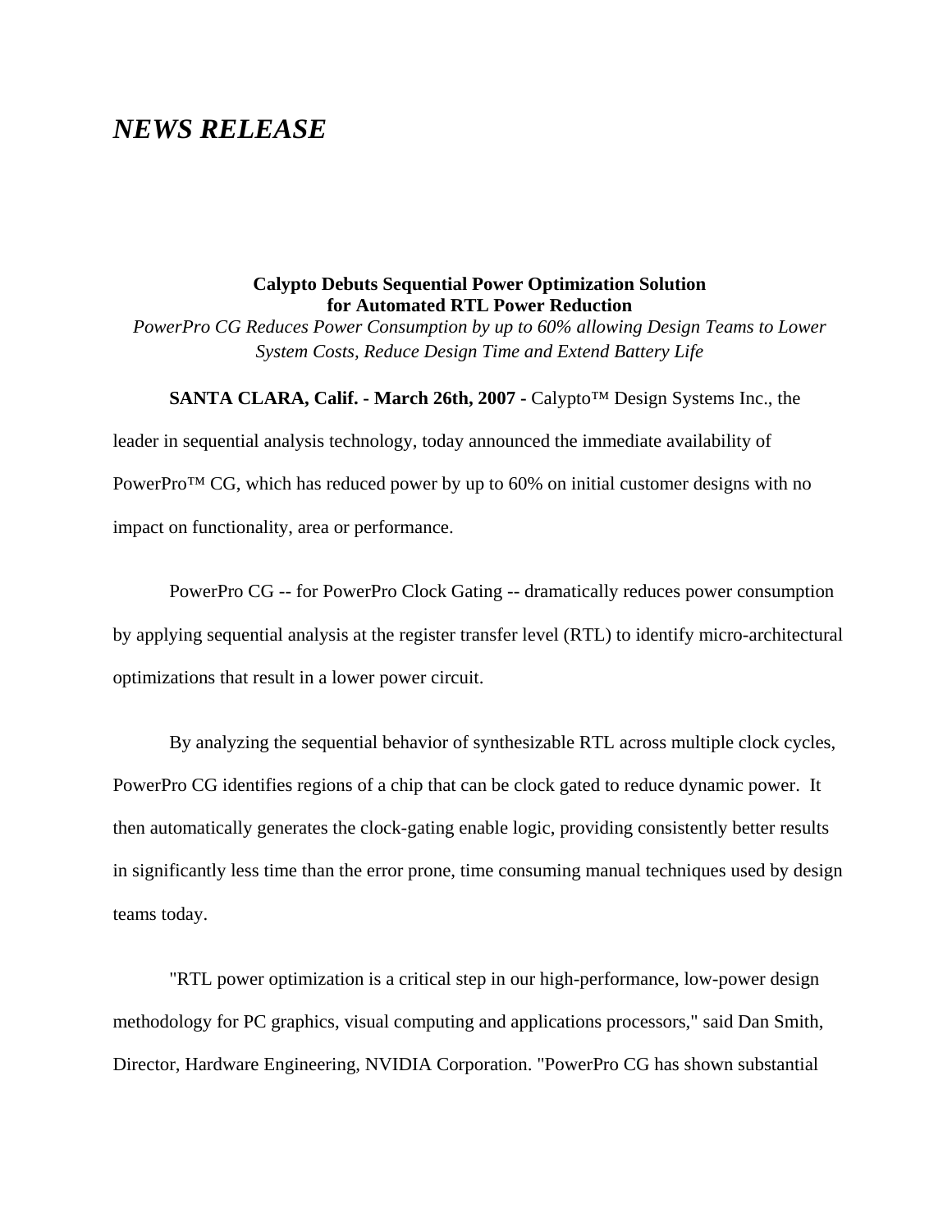# *NEWS RELEASE*

**Calypto Debuts Sequential Power Optimization Solution for Automated RTL Power Reduction**

*PowerPro CG Reduces Power Consumption by up to 60% allowing Design Teams to Lower System Costs, Reduce Design Time and Extend Battery Life*

**SANTA CLARA, Calif. - March 26th, 2007 -** Calypto™ Design Systems Inc., the leader in sequential analysis technology, today announced the immediate availability of PowerPro™ CG, which has reduced power by up to 60% on initial customer designs with no impact on functionality, area or performance.

PowerPro CG -- for PowerPro Clock Gating -- dramatically reduces power consumption by applying sequential analysis at the register transfer level (RTL) to identify micro-architectural optimizations that result in a lower power circuit.

By analyzing the sequential behavior of synthesizable RTL across multiple clock cycles, PowerPro CG identifies regions of a chip that can be clock gated to reduce dynamic power. It then automatically generates the clock-gating enable logic, providing consistently better results in significantly less time than the error prone, time consuming manual techniques used by design teams today.

"RTL power optimization is a critical step in our high-performance, low-power design methodology for PC graphics, visual computing and applications processors," said Dan Smith, Director, Hardware Engineering, NVIDIA Corporation. "PowerPro CG has shown substantial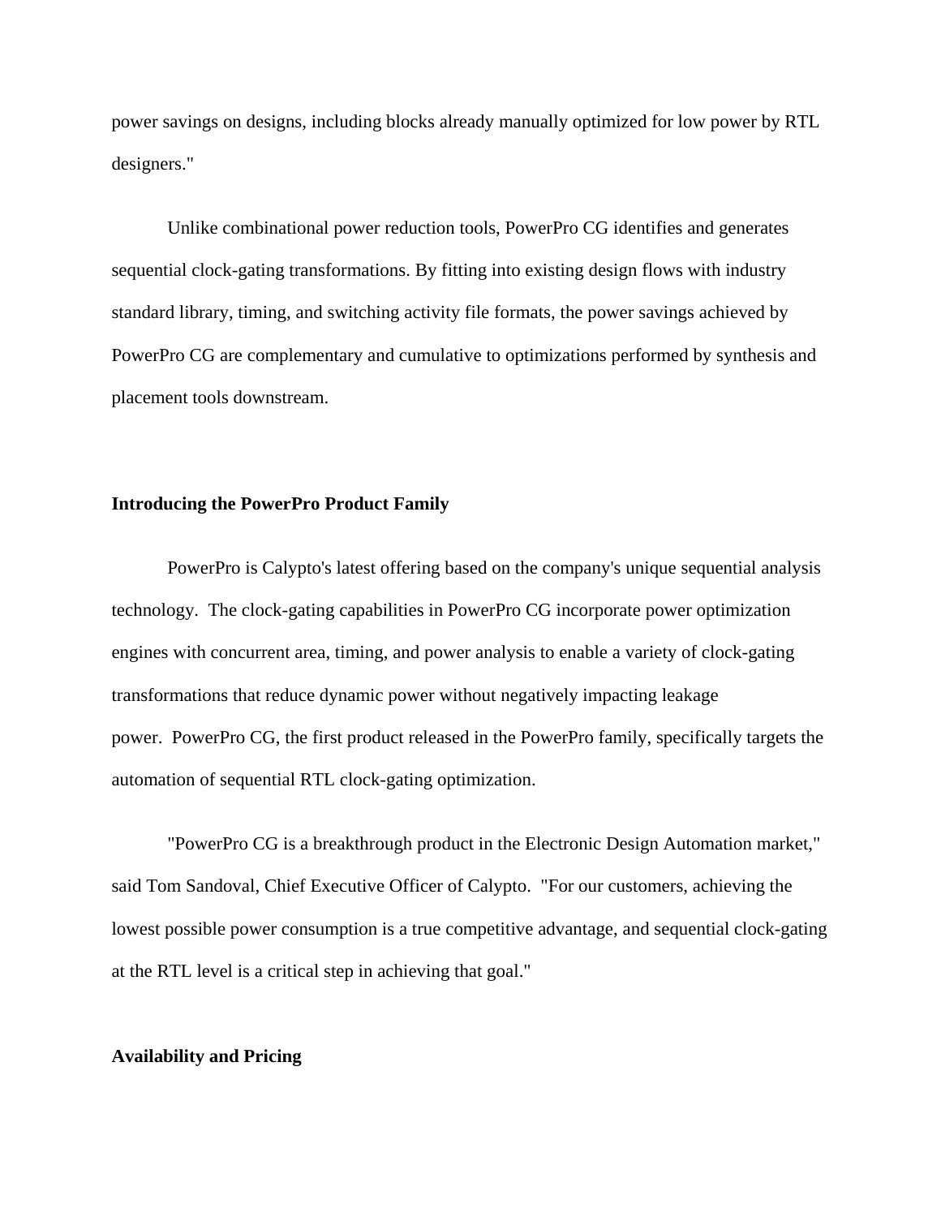power savings on designs, including blocks already manually optimized for low power by RTL designers."

Unlike combinational power reduction tools, PowerPro CG identifies and generates sequential clock-gating transformations. By fitting into existing design flows with industry standard library, timing, and switching activity file formats, the power savings achieved by PowerPro CG are complementary and cumulative to optimizations performed by synthesis and placement tools downstream.

**Introducing the PowerPro Product Family**

PowerPro is Calypto's latest offering based on the company's unique sequential analysis technology. The clock-gating capabilities in PowerPro CG incorporate power optimization engines with concurrent area, timing, and power analysis to enable a variety of clock-gating transformations that reduce dynamic power without negatively impacting leakage power. PowerPro CG, the first product released in the PowerPro family, specifically targets the automation of sequential RTL clock-gating optimization.

"PowerPro CG is a breakthrough product in the Electronic Design Automation market," said Tom Sandoval, Chief Executive Officer of Calypto. "For our customers, achieving the lowest possible power consumption is a true competitive advantage, and sequential clock-gating at the RTL level is a critical step in achieving that goal."

**Availability and Pricing**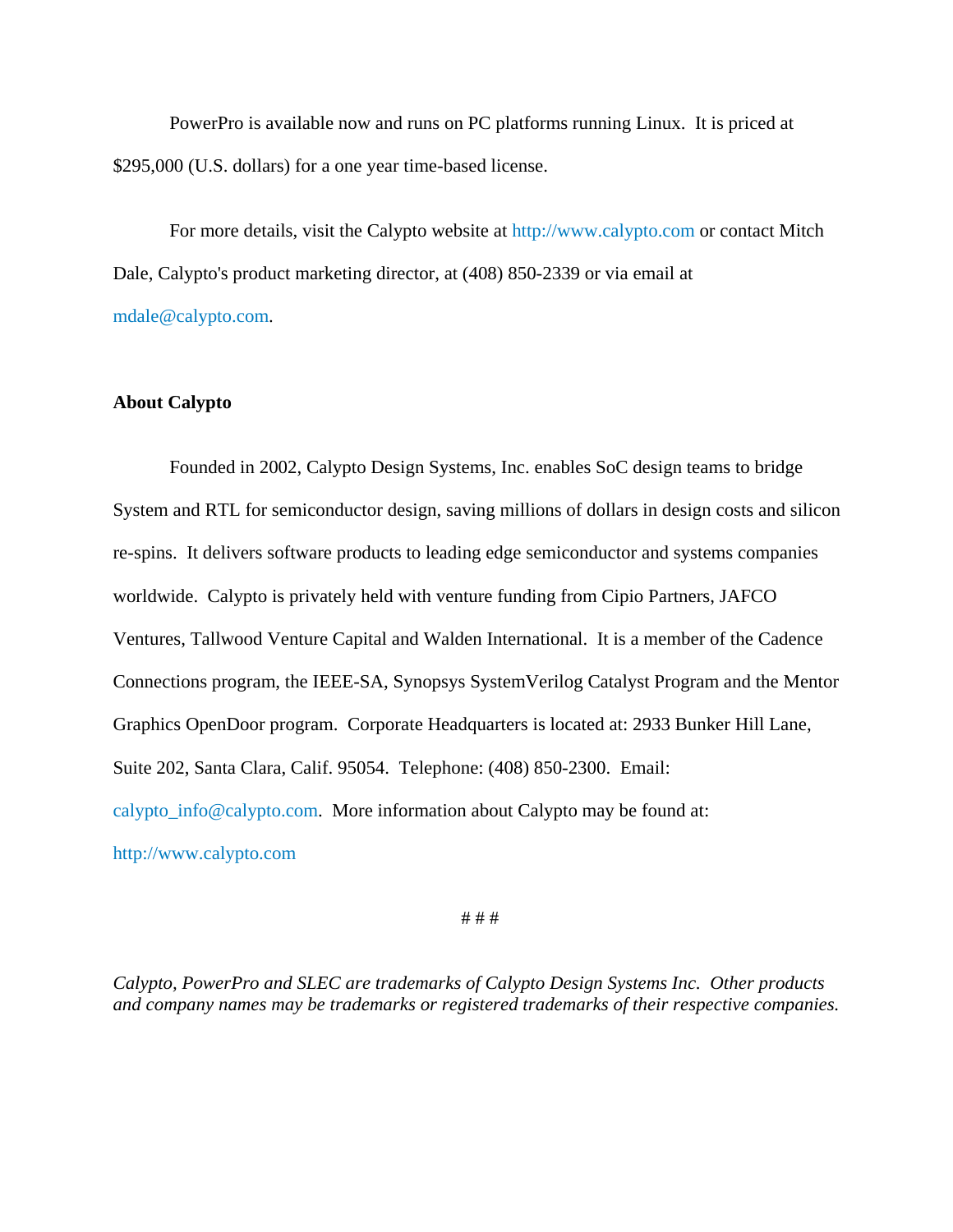PowerPro is available now and runs on PC platforms running Linux.  It is priced at $295,000 (U.S. dollars) for a one year time-based license.

For more details, visit the Calypto website at http://www.calypto.com or contact Mitch Dale, Calypto's product marketing director, at (408) 850-2339 or via email at mdale@calypto.com.

**About Calypto**

Founded in 2002, Calypto Design Systems, Inc. enables SoC design teams to bridge System and RTL for semiconductor design, saving millions of dollars in design costs and silicon re-spins.  It delivers software products to leading edge semiconductor and systems companies worldwide.  Calypto is privately held with venture funding from Cipio Partners, JAFCO Ventures, Tallwood Venture Capital and Walden International.  It is a member of the Cadence Connections program, the IEEE-SA, Synopsys SystemVerilog Catalyst Program and the Mentor Graphics OpenDoor program.  Corporate Headquarters is located at: 2933 Bunker Hill Lane, Suite 202, Santa Clara, Calif. 95054.  Telephone: (408) 850-2300.  Email: calypto_info@calypto.com.  More information about Calypto may be found at: http://www.calypto.com

# # #

*Calypto, PowerPro and SLEC are trademarks of Calypto Design Systems Inc.  Other products and company names may be trademarks or registered trademarks of their respective companies.*